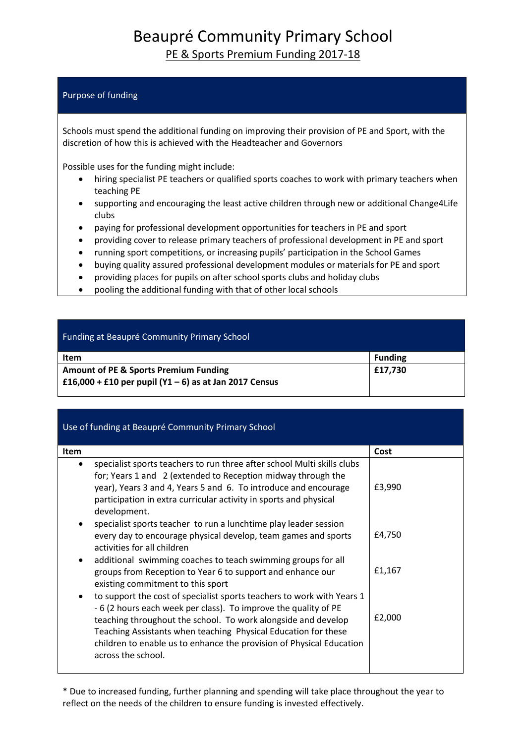# Beaupré Community Primary School

## PE & Sports Premium Funding 2017-18

| Purpose of funding |
| --- |
| Schools must spend the additional funding on improving their provision of PE and Sport, with the discretion of how this is achieved with the Headteacher and Governors<br><br>Possible uses for the funding might include:<br>• hiring specialist PE teachers or qualified sports coaches to work with primary teachers when teaching PE<br>• supporting and encouraging the least active children through new or additional Change4Life clubs<br>• paying for professional development opportunities for teachers in PE and sport<br>• providing cover to release primary teachers of professional development in PE and sport<br>• running sport competitions, or increasing pupils' participation in the School Games<br>• buying quality assured professional development modules or materials for PE and sport<br>• providing places for pupils on after school sports clubs and holiday clubs<br>• pooling the additional funding with that of other local schools |

| Funding at Beaupré Community Primary School | |
| --- | --- |
| **Item** | **Funding** |
| **Amount of PE & Sports Premium Funding**<br>**£16,000 + £10 per pupil (Y1 – 6) as at Jan 2017 Census** | **£17,730** |

| Use of funding at Beaupré Community Primary School | |
| --- | --- |
| **Item** | **Cost** |
| • specialist sports teachers to run three after school Multi skills clubs for; Years 1 and 2 (extended to Reception midway through the year), Years 3 and 4, Years 5 and 6. To introduce and encourage participation in extra curricular activity in sports and physical development. | £3,990 |
| • specialist sports teacher to run a lunchtime play leader session every day to encourage physical develop, team games and sports activities for all children | £4,750 |
| • additional swimming coaches to teach swimming groups for all groups from Reception to Year 6 to support and enhance our existing commitment to this sport | £1,167 |
| • to support the cost of specialist sports teachers to work with Years 1 - 6 (2 hours each week per class). To improve the quality of PE teaching throughout the school. To work alongside and develop Teaching Assistants when teaching Physical Education for these children to enable us to enhance the provision of Physical Education across the school. | £2,000 |

* Due to increased funding, further planning and spending will take place throughout the year to reflect on the needs of the children to ensure funding is invested effectively.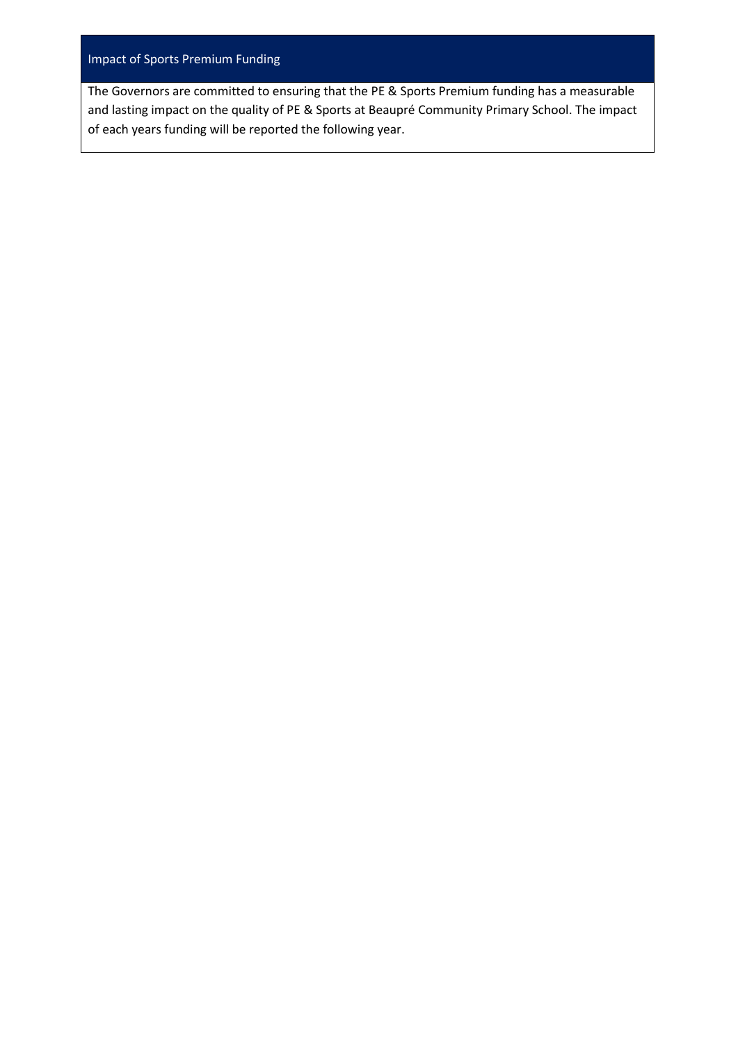## Impact of Sports Premium Funding

The Governors are committed to ensuring that the PE & Sports Premium funding has a measurable and lasting impact on the quality of PE & Sports at Beaupré Community Primary School. The impact of each years funding will be reported the following year.